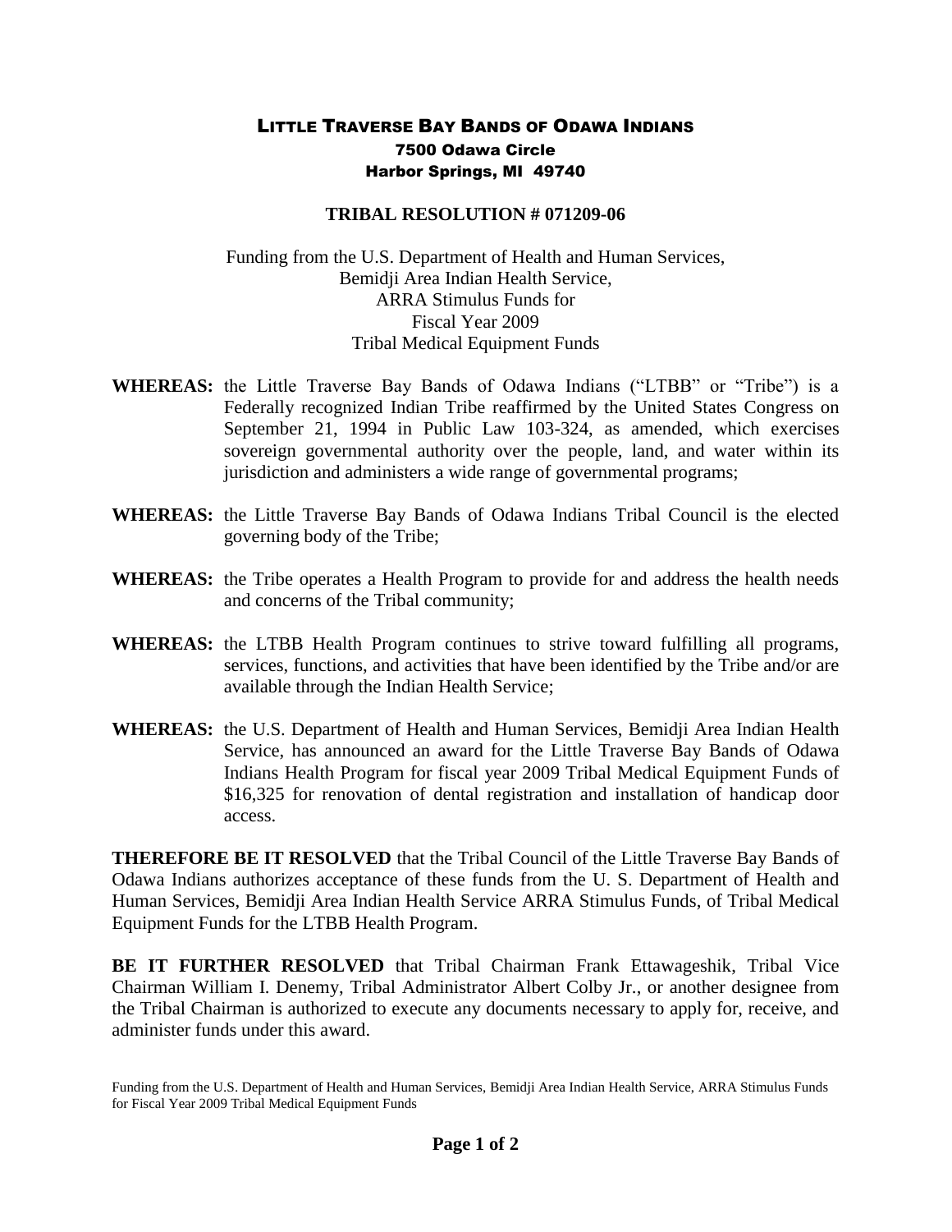# Little Traverse Bay Bands of Odawa Indians

**7500 Odawa Circle**
**Harbor Springs, MI 49740**

## TRIBAL RESOLUTION # 071209-06

Funding from the U.S. Department of Health and Human Services,
Bemidji Area Indian Health Service,
ARRA Stimulus Funds for
Fiscal Year 2009
Tribal Medical Equipment Funds

**WHEREAS:** the Little Traverse Bay Bands of Odawa Indians ("LTBB" or "Tribe") is a Federally recognized Indian Tribe reaffirmed by the United States Congress on September 21, 1994 in Public Law 103-324, as amended, which exercises sovereign governmental authority over the people, land, and water within its jurisdiction and administers a wide range of governmental programs;

**WHEREAS:** the Little Traverse Bay Bands of Odawa Indians Tribal Council is the elected governing body of the Tribe;

**WHEREAS:** the Tribe operates a Health Program to provide for and address the health needs and concerns of the Tribal community;

**WHEREAS:** the LTBB Health Program continues to strive toward fulfilling all programs, services, functions, and activities that have been identified by the Tribe and/or are available through the Indian Health Service;

**WHEREAS:** the U.S. Department of Health and Human Services, Bemidji Area Indian Health Service, has announced an award for the Little Traverse Bay Bands of Odawa Indians Health Program for fiscal year 2009 Tribal Medical Equipment Funds of $16,325 for renovation of dental registration and installation of handicap door access.

**THEREFORE BE IT RESOLVED** that the Tribal Council of the Little Traverse Bay Bands of Odawa Indians authorizes acceptance of these funds from the U. S. Department of Health and Human Services, Bemidji Area Indian Health Service ARRA Stimulus Funds, of Tribal Medical Equipment Funds for the LTBB Health Program.

**BE IT FURTHER RESOLVED** that Tribal Chairman Frank Ettawageshik, Tribal Vice Chairman William I. Denemy, Tribal Administrator Albert Colby Jr., or another designee from the Tribal Chairman is authorized to execute any documents necessary to apply for, receive, and administer funds under this award.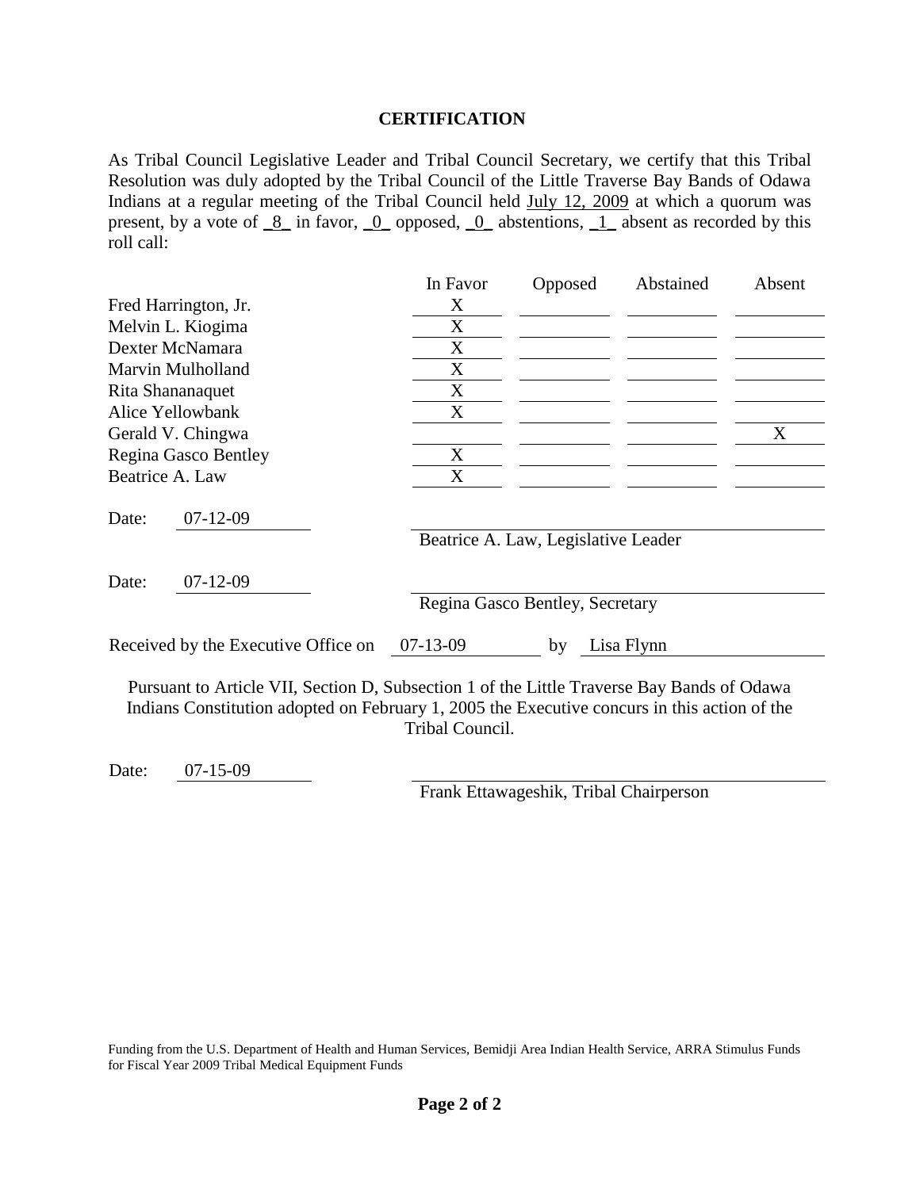**CERTIFICATION**

As Tribal Council Legislative Leader and Tribal Council Secretary, we certify that this Tribal Resolution was duly adopted by the Tribal Council of the Little Traverse Bay Bands of Odawa Indians at a regular meeting of the Tribal Council held July 12, 2009 at which a quorum was present, by a vote of _8_ in favor, _0_ opposed, _0_ abstentions, _1_ absent as recorded by this roll call:

| | In Favor | Opposed | Abstained | Absent |
|---|---|---|---|---|
| Fred Harrington, Jr. | X | | | |
| Melvin L. Kiogima | X | | | |
| Dexter McNamara | X | | | |
| Marvin Mulholland | X | | | |
| Rita Shananaquet | X | | | |
| Alice Yellowbank | X | | | |
| Gerald V. Chingwa | | | | X |
| Regina Gasco Bentley | X | | | |
| Beatrice A. Law | X | | | |

Date: 07-12-09

Beatrice A. Law, Legislative Leader

Date: 07-12-09

Regina Gasco Bentley, Secretary

Received by the Executive Office on 07-13-09 by Lisa Flynn

Pursuant to Article VII, Section D, Subsection 1 of the Little Traverse Bay Bands of Odawa Indians Constitution adopted on February 1, 2005 the Executive concurs in this action of the Tribal Council.

Date: 07-15-09

Frank Ettawageshik, Tribal Chairperson

Funding from the U.S. Department of Health and Human Services, Bemidji Area Indian Health Service, ARRA Stimulus Funds for Fiscal Year 2009 Tribal Medical Equipment Funds